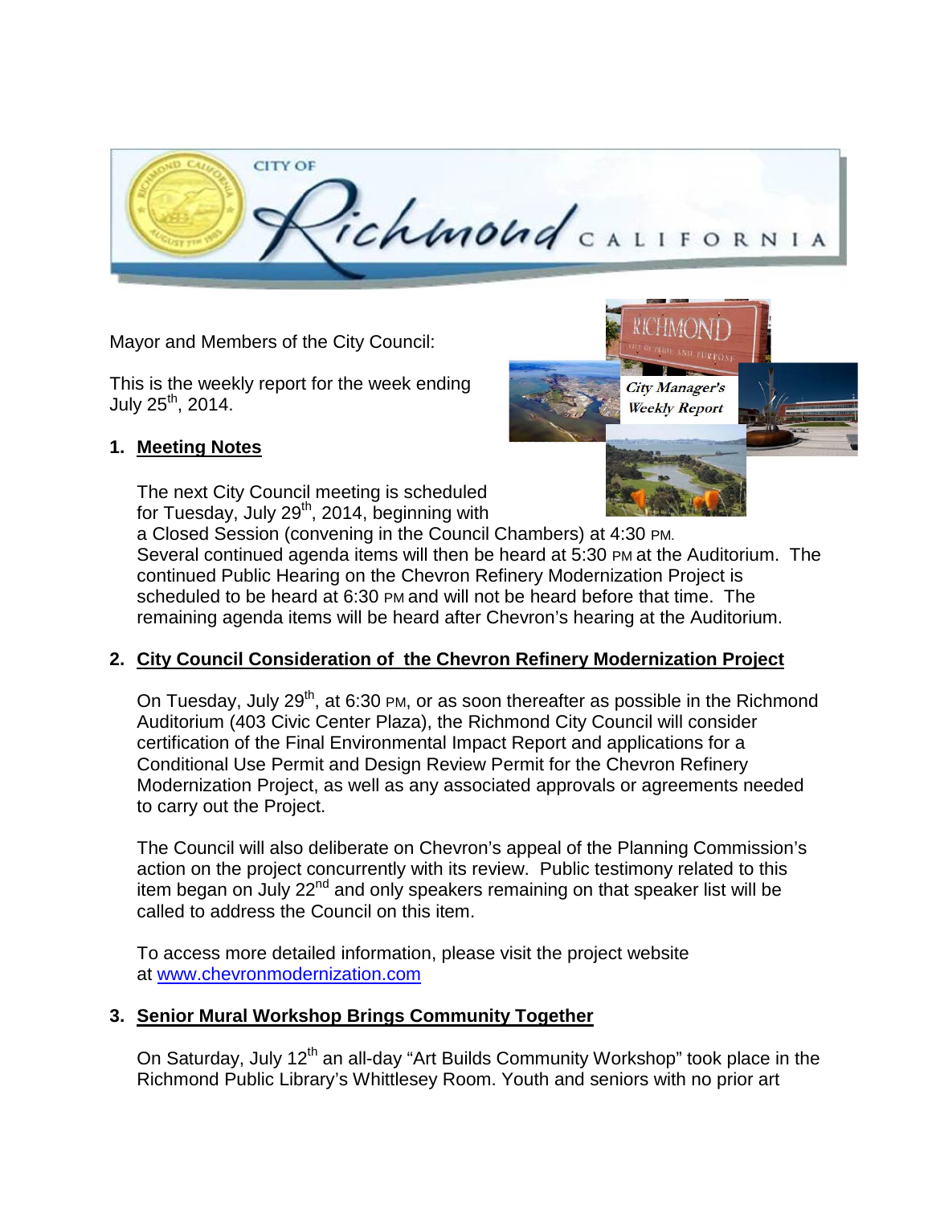Mayor and Members of the City Council:

This is the weekly report for the week ending July 25th, 2014.

## 1. Meeting Notes

The next City Council meeting is scheduled for Tuesday, July 29th, 2014, beginning with a Closed Session (convening in the Council Chambers) at 4:30 PM. Several continued agenda items will then be heard at 5:30 PM at the Auditorium. The continued Public Hearing on the Chevron Refinery Modernization Project is scheduled to be heard at 6:30 PM and will not be heard before that time. The remaining agenda items will be heard after Chevron's hearing at the Auditorium.

## 2. City Council Consideration of the Chevron Refinery Modernization Project

On Tuesday, July 29th, at 6:30 PM, or as soon thereafter as possible in the Richmond Auditorium (403 Civic Center Plaza), the Richmond City Council will consider certification of the Final Environmental Impact Report and applications for a Conditional Use Permit and Design Review Permit for the Chevron Refinery Modernization Project, as well as any associated approvals or agreements needed to carry out the Project.

The Council will also deliberate on Chevron's appeal of the Planning Commission's action on the project concurrently with its review. Public testimony related to this item began on July 22nd and only speakers remaining on that speaker list will be called to address the Council on this item.

To access more detailed information, please visit the project website at [www.chevronmodernization.com](http://www.chevronmodernization.com)

## 3. Senior Mural Workshop Brings Community Together

On Saturday, July 12th an all-day "Art Builds Community Workshop" took place in the Richmond Public Library's Whittlesey Room. Youth and seniors with no prior art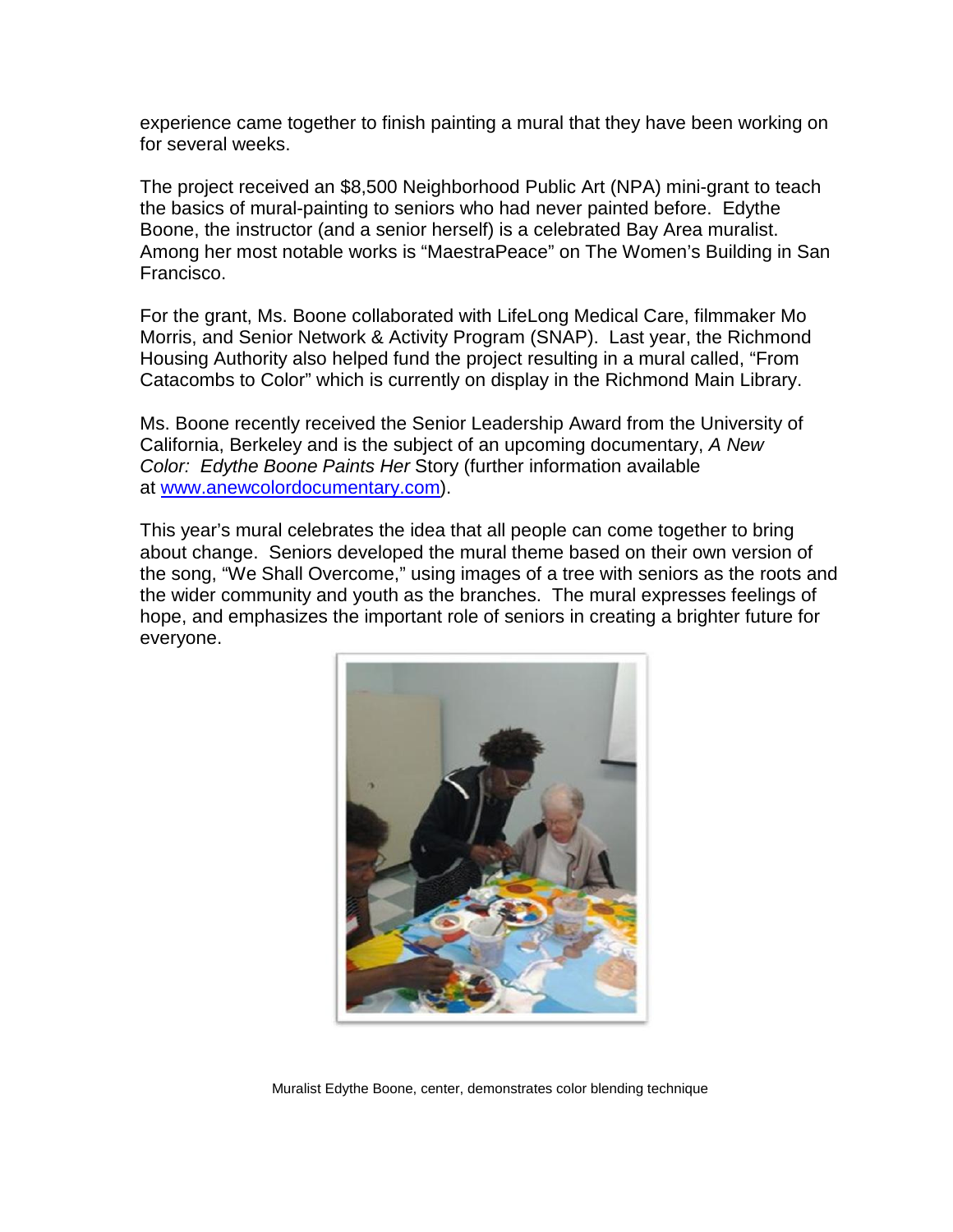experience came together to finish painting a mural that they have been working on for several weeks.

The project received an $8,500 Neighborhood Public Art (NPA) mini-grant to teach the basics of mural-painting to seniors who had never painted before. Edythe Boone, the instructor (and a senior herself) is a celebrated Bay Area muralist. Among her most notable works is "MaestraPeace" on The Women's Building in San Francisco.

For the grant, Ms. Boone collaborated with LifeLong Medical Care, filmmaker Mo Morris, and Senior Network & Activity Program (SNAP). Last year, the Richmond Housing Authority also helped fund the project resulting in a mural called, "From Catacombs to Color" which is currently on display in the Richmond Main Library.

Ms. Boone recently received the Senior Leadership Award from the University of California, Berkeley and is the subject of an upcoming documentary, *A New Color: Edythe Boone Paints Her* Story (further information available at [www.anewcolordocumentary.com](http://www.anewcolordocumentary.com)).

This year's mural celebrates the idea that all people can come together to bring about change. Seniors developed the mural theme based on their own version of the song, "We Shall Overcome," using images of a tree with seniors as the roots and the wider community and youth as the branches. The mural expresses feelings of hope, and emphasizes the important role of seniors in creating a brighter future for everyone.

Muralist Edythe Boone, center, demonstrates color blending technique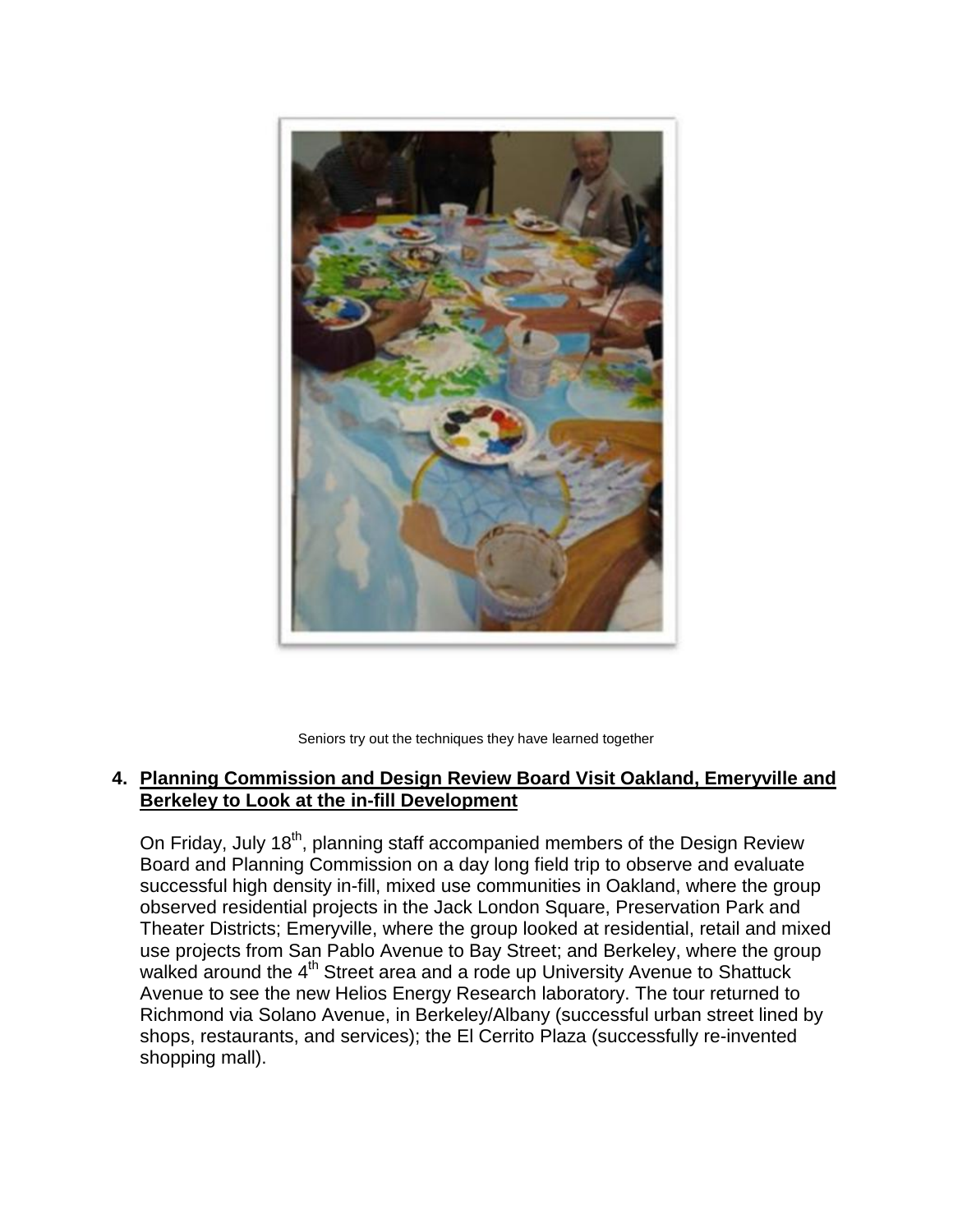Seniors try out the techniques they have learned together

4. **Planning Commission and Design Review Board Visit Oakland, Emeryville and Berkeley to Look at the in-fill Development**

On Friday, July 18th, planning staff accompanied members of the Design Review Board and Planning Commission on a day long field trip to observe and evaluate successful high density in-fill, mixed use communities in Oakland, where the group observed residential projects in the Jack London Square, Preservation Park and Theater Districts; Emeryville, where the group looked at residential, retail and mixed use projects from San Pablo Avenue to Bay Street; and Berkeley, where the group walked around the 4th Street area and a rode up University Avenue to Shattuck Avenue to see the new Helios Energy Research laboratory. The tour returned to Richmond via Solano Avenue, in Berkeley/Albany (successful urban street lined by shops, restaurants, and services); the El Cerrito Plaza (successfully re-invented shopping mall).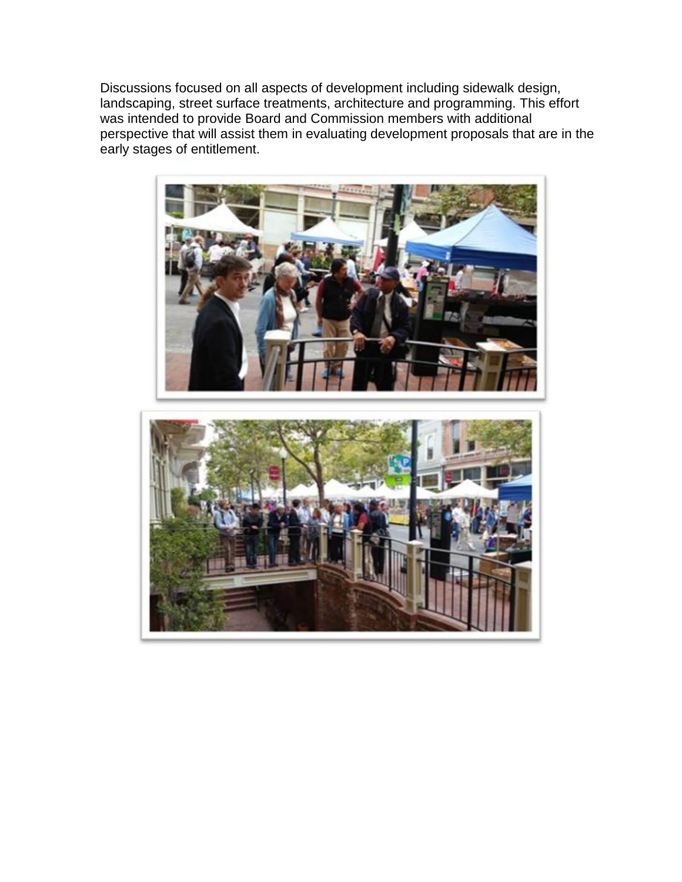Discussions focused on all aspects of development including sidewalk design, landscaping, street surface treatments, architecture and programming. This effort was intended to provide Board and Commission members with additional perspective that will assist them in evaluating development proposals that are in the early stages of entitlement.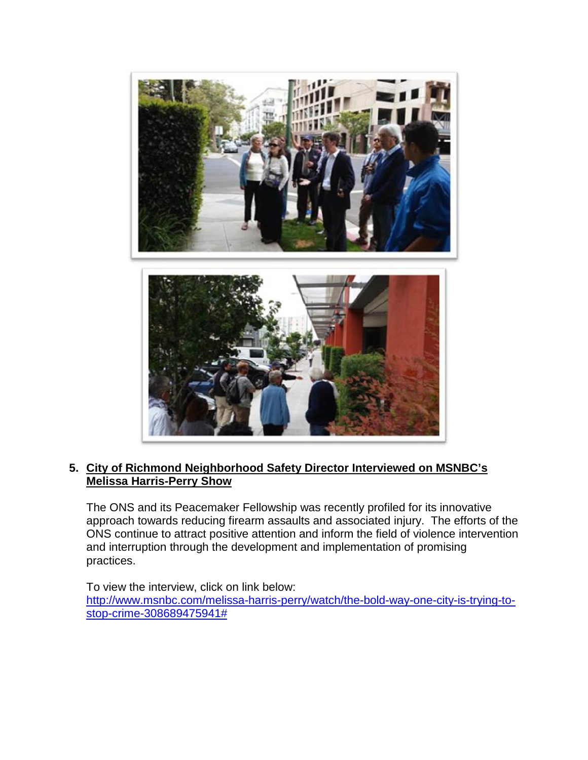5. **City of Richmond Neighborhood Safety Director Interviewed on MSNBC's Melissa Harris-Perry Show**

   The ONS and its Peacemaker Fellowship was recently profiled for its innovative approach towards reducing firearm assaults and associated injury. The efforts of the ONS continue to attract positive attention and inform the field of violence intervention and interruption through the development and implementation of promising practices.

   To view the interview, click on link below:
   http://www.msnbc.com/melissa-harris-perry/watch/the-bold-way-one-city-is-trying-to-stop-crime-308689475941#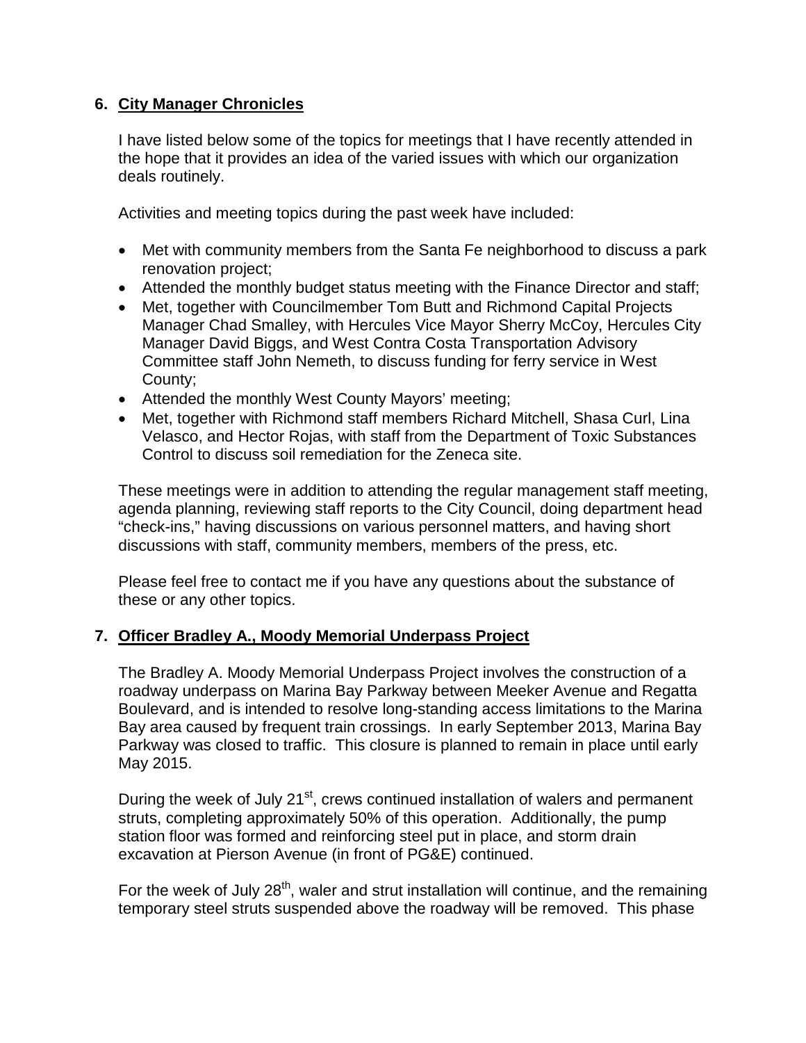## 6. City Manager Chronicles

I have listed below some of the topics for meetings that I have recently attended in the hope that it provides an idea of the varied issues with which our organization deals routinely.

Activities and meeting topics during the past week have included:

- Met with community members from the Santa Fe neighborhood to discuss a park renovation project;
- Attended the monthly budget status meeting with the Finance Director and staff;
- Met, together with Councilmember Tom Butt and Richmond Capital Projects Manager Chad Smalley, with Hercules Vice Mayor Sherry McCoy, Hercules City Manager David Biggs, and West Contra Costa Transportation Advisory Committee staff John Nemeth, to discuss funding for ferry service in West County;
- Attended the monthly West County Mayors' meeting;
- Met, together with Richmond staff members Richard Mitchell, Shasa Curl, Lina Velasco, and Hector Rojas, with staff from the Department of Toxic Substances Control to discuss soil remediation for the Zeneca site.

These meetings were in addition to attending the regular management staff meeting, agenda planning, reviewing staff reports to the City Council, doing department head "check-ins," having discussions on various personnel matters, and having short discussions with staff, community members, members of the press, etc.

Please feel free to contact me if you have any questions about the substance of these or any other topics.

## 7. Officer Bradley A., Moody Memorial Underpass Project

The Bradley A. Moody Memorial Underpass Project involves the construction of a roadway underpass on Marina Bay Parkway between Meeker Avenue and Regatta Boulevard, and is intended to resolve long-standing access limitations to the Marina Bay area caused by frequent train crossings. In early September 2013, Marina Bay Parkway was closed to traffic. This closure is planned to remain in place until early May 2015.

During the week of July 21st, crews continued installation of walers and permanent struts, completing approximately 50% of this operation. Additionally, the pump station floor was formed and reinforcing steel put in place, and storm drain excavation at Pierson Avenue (in front of PG&E) continued.

For the week of July 28th, waler and strut installation will continue, and the remaining temporary steel struts suspended above the roadway will be removed. This phase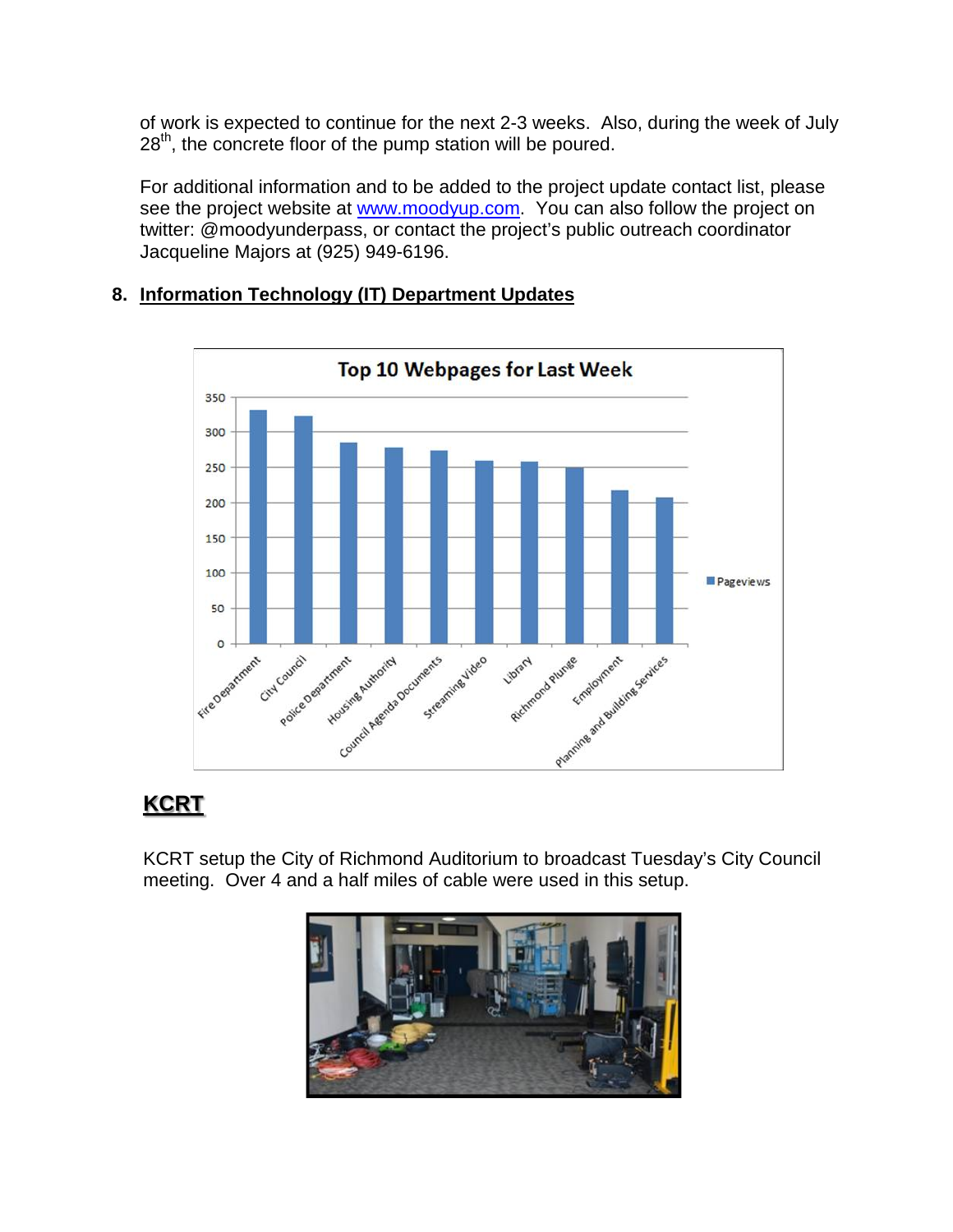of work is expected to continue for the next 2-3 weeks. Also, during the week of July 28th, the concrete floor of the pump station will be poured.

For additional information and to be added to the project update contact list, please see the project website at [www.moodyup.com](http://www.moodyup.com). You can also follow the project on twitter: @moodyunderpass, or contact the project's public outreach coordinator Jacqueline Majors at (925) 949-6196.

## 8. Information Technology (IT) Department Updates

**Top 10 Webpages for Last Week**

| Webpage | Pageviews |
| --- | --- |
| Fire Department | ~330 |
| City Council | ~322 |
| Police Department | ~285 |
| Housing Authority | ~278 |
| Council Agenda Documents | ~274 |
| Streaming Video | ~259 |
| Library | ~258 |
| Richmond Plunge | ~249 |
| Employment | ~217 |
| Planning and Building Services | ~207 |

### KCRT

KCRT setup the City of Richmond Auditorium to broadcast Tuesday's City Council meeting. Over 4 and a half miles of cable were used in this setup.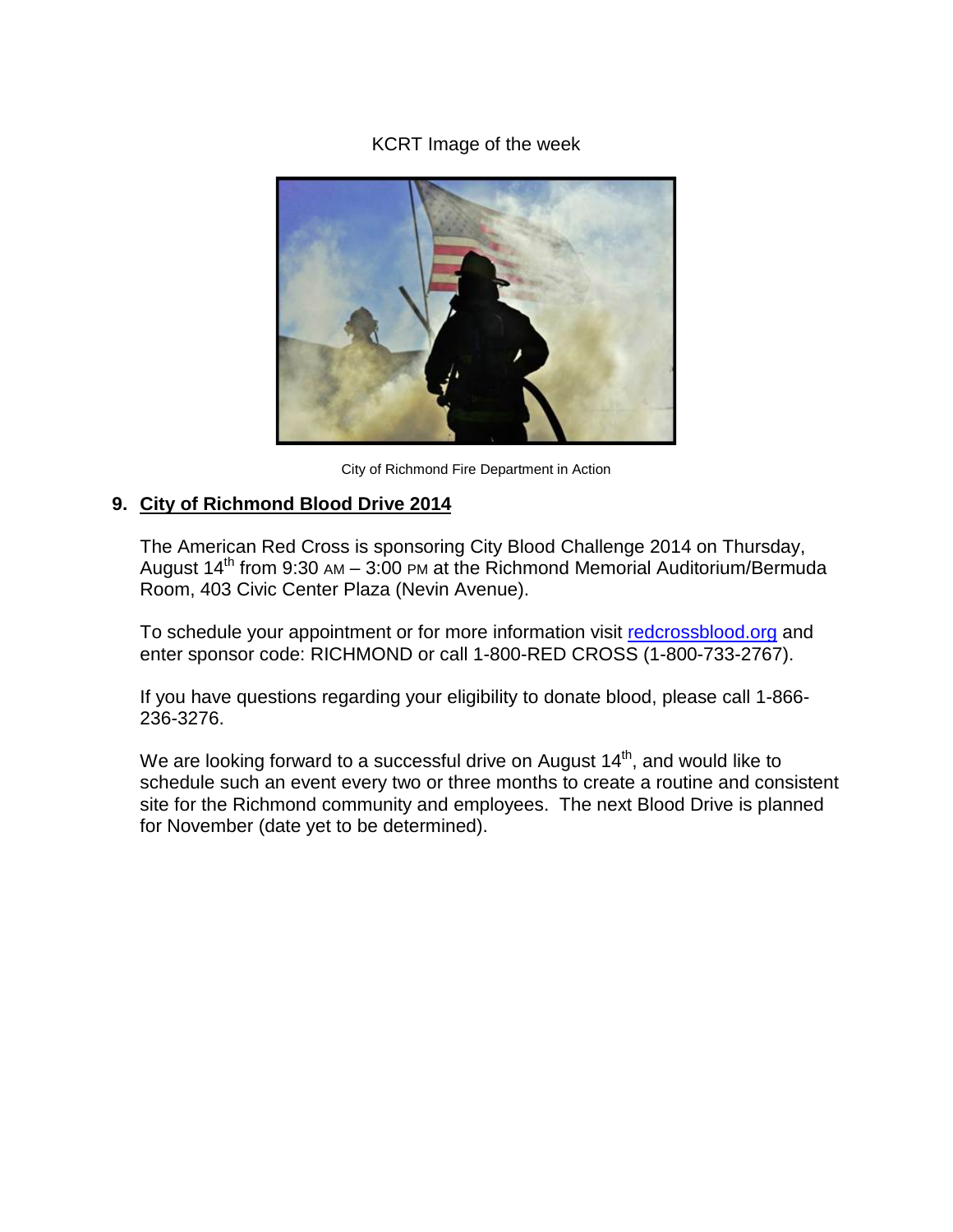KCRT Image of the week

City of Richmond Fire Department in Action

## 9. City of Richmond Blood Drive 2014

The American Red Cross is sponsoring City Blood Challenge 2014 on Thursday, August 14th from 9:30 AM – 3:00 PM at the Richmond Memorial Auditorium/Bermuda Room, 403 Civic Center Plaza (Nevin Avenue).

To schedule your appointment or for more information visit redcrossblood.org and enter sponsor code: RICHMOND or call 1-800-RED CROSS (1-800-733-2767).

If you have questions regarding your eligibility to donate blood, please call 1-866-236-3276.

We are looking forward to a successful drive on August 14th, and would like to schedule such an event every two or three months to create a routine and consistent site for the Richmond community and employees. The next Blood Drive is planned for November (date yet to be determined).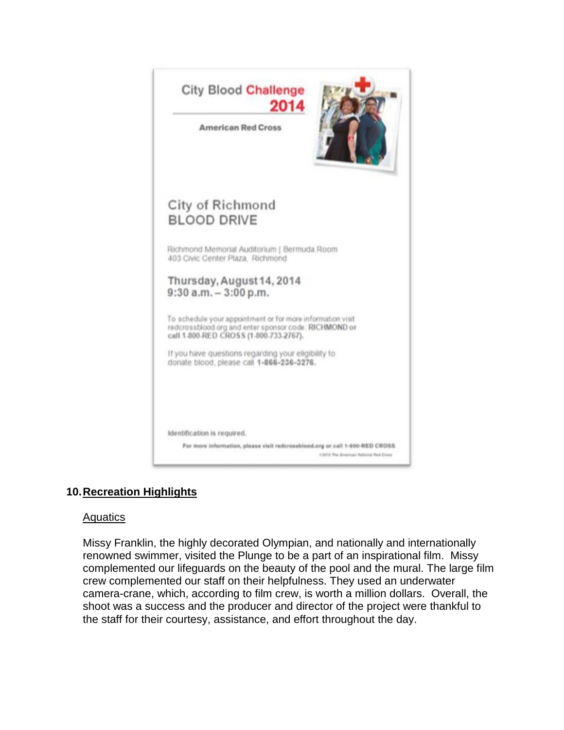City Blood Challenge 2014

American Red Cross

City of Richmond
BLOOD DRIVE

Richmond Memorial Auditorium | Bermuda Room
403 Civic Center Plaza, Richmond

Thursday, August 14, 2014
9:30 a.m. – 3:00 p.m.

To schedule your appointment or for more information visit redcrossblood.org and enter sponsor code: **RICHMOND** or call 1-800-RED CROSS (1-800-733-2767).

If you have questions regarding your eligibility to donate blood, please call **1-866-236-3276.**

Identification is required.

**For more information, please visit redcrossblood.org or call 1-800-RED CROSS**

## 10. Recreation Highlights

### Aquatics

Missy Franklin, the highly decorated Olympian, and nationally and internationally renowned swimmer, visited the Plunge to be a part of an inspirational film. Missy complemented our lifeguards on the beauty of the pool and the mural. The large film crew complemented our staff on their helpfulness. They used an underwater camera-crane, which, according to film crew, is worth a million dollars. Overall, the shoot was a success and the producer and director of the project were thankful to the staff for their courtesy, assistance, and effort throughout the day.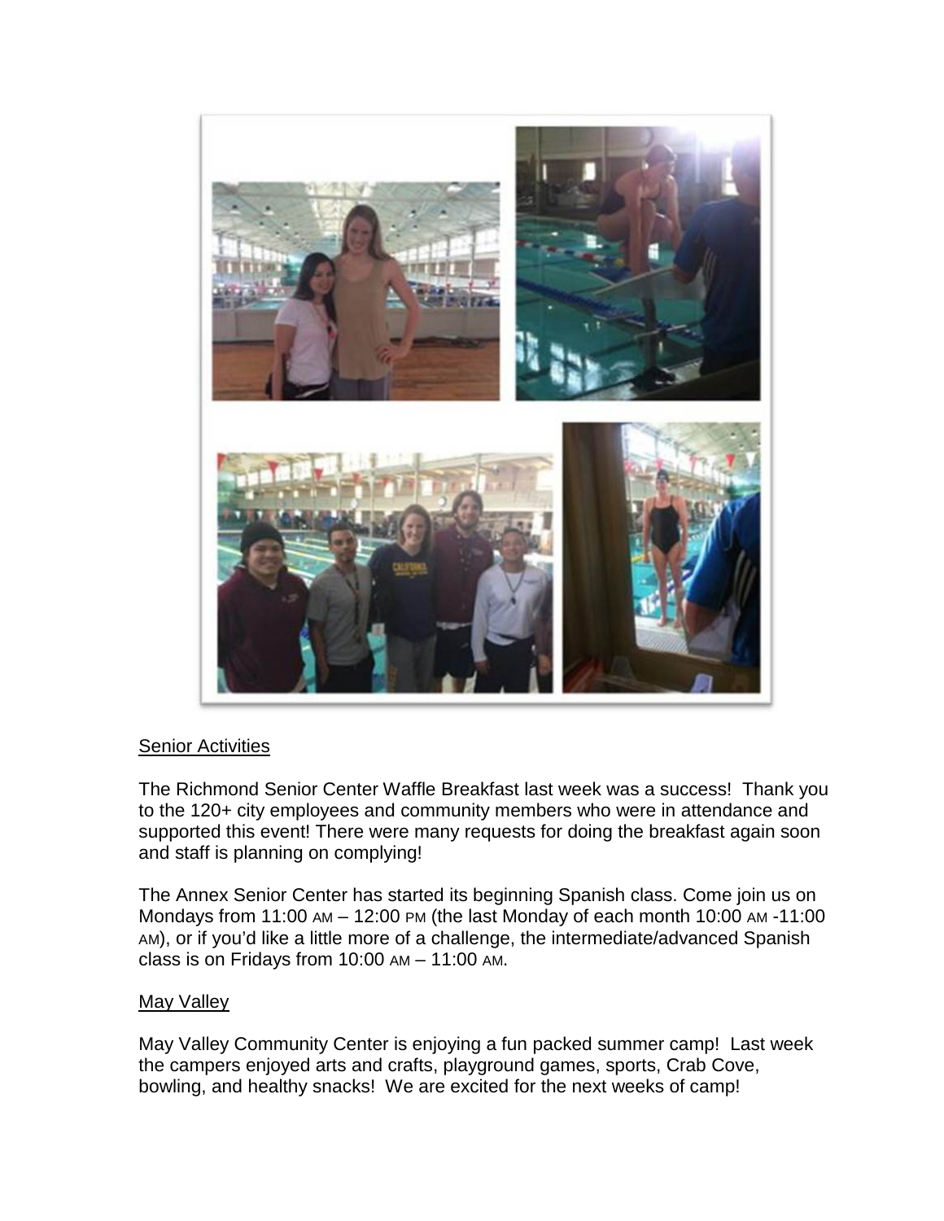<u>Senior Activities</u>

The Richmond Senior Center Waffle Breakfast last week was a success! Thank you to the 120+ city employees and community members who were in attendance and supported this event! There were many requests for doing the breakfast again soon and staff is planning on complying!

The Annex Senior Center has started its beginning Spanish class. Come join us on Mondays from 11:00 AM – 12:00 PM (the last Monday of each month 10:00 AM -11:00 AM), or if you'd like a little more of a challenge, the intermediate/advanced Spanish class is on Fridays from 10:00 AM – 11:00 AM.

<u>May Valley</u>

May Valley Community Center is enjoying a fun packed summer camp! Last week the campers enjoyed arts and crafts, playground games, sports, Crab Cove, bowling, and healthy snacks! We are excited for the next weeks of camp!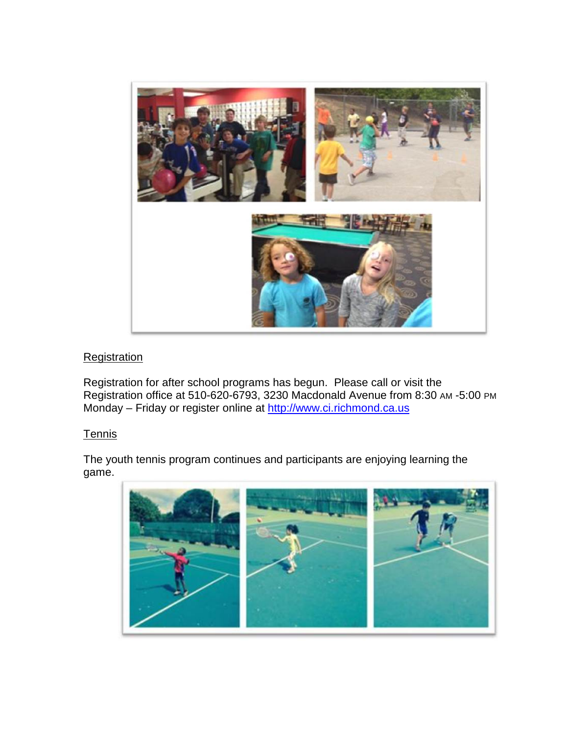## Registration

Registration for after school programs has begun. Please call or visit the Registration office at 510-620-6793, 3230 Macdonald Avenue from 8:30 AM -5:00 PM Monday – Friday or register online at http://www.ci.richmond.ca.us

## Tennis

The youth tennis program continues and participants are enjoying learning the game.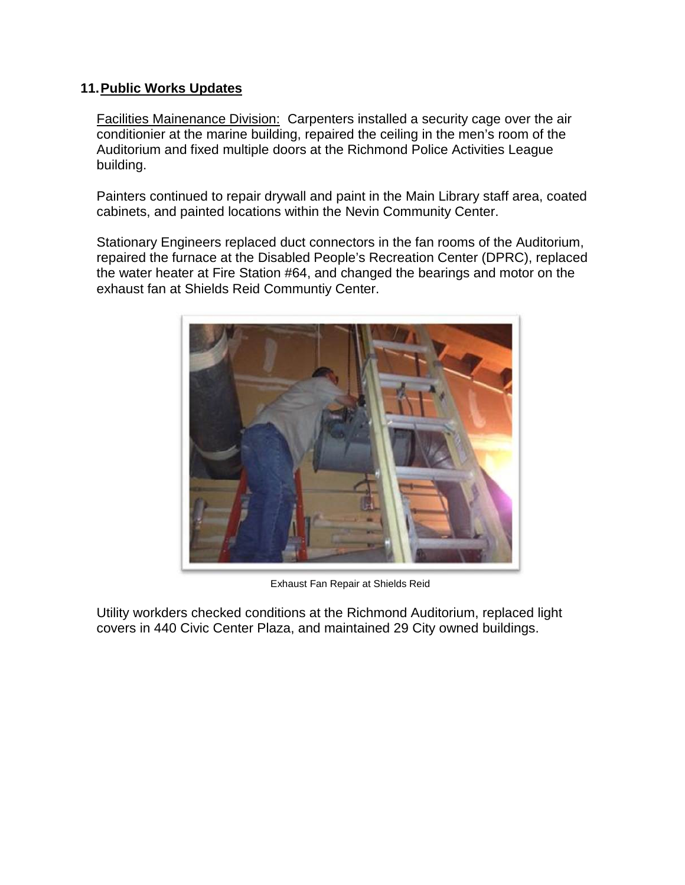## 11. Public Works Updates

Facilities Mainenance Division: Carpenters installed a security cage over the air conditionier at the marine building, repaired the ceiling in the men's room of the Auditorium and fixed multiple doors at the Richmond Police Activities League building.

Painters continued to repair drywall and paint in the Main Library staff area, coated cabinets, and painted locations within the Nevin Community Center.

Stationary Engineers replaced duct connectors in the fan rooms of the Auditorium, repaired the furnace at the Disabled People's Recreation Center (DPRC), replaced the water heater at Fire Station #64, and changed the bearings and motor on the exhaust fan at Shields Reid Communtiy Center.

Exhaust Fan Repair at Shields Reid

Utility workders checked conditions at the Richmond Auditorium, replaced light covers in 440 Civic Center Plaza, and maintained 29 City owned buildings.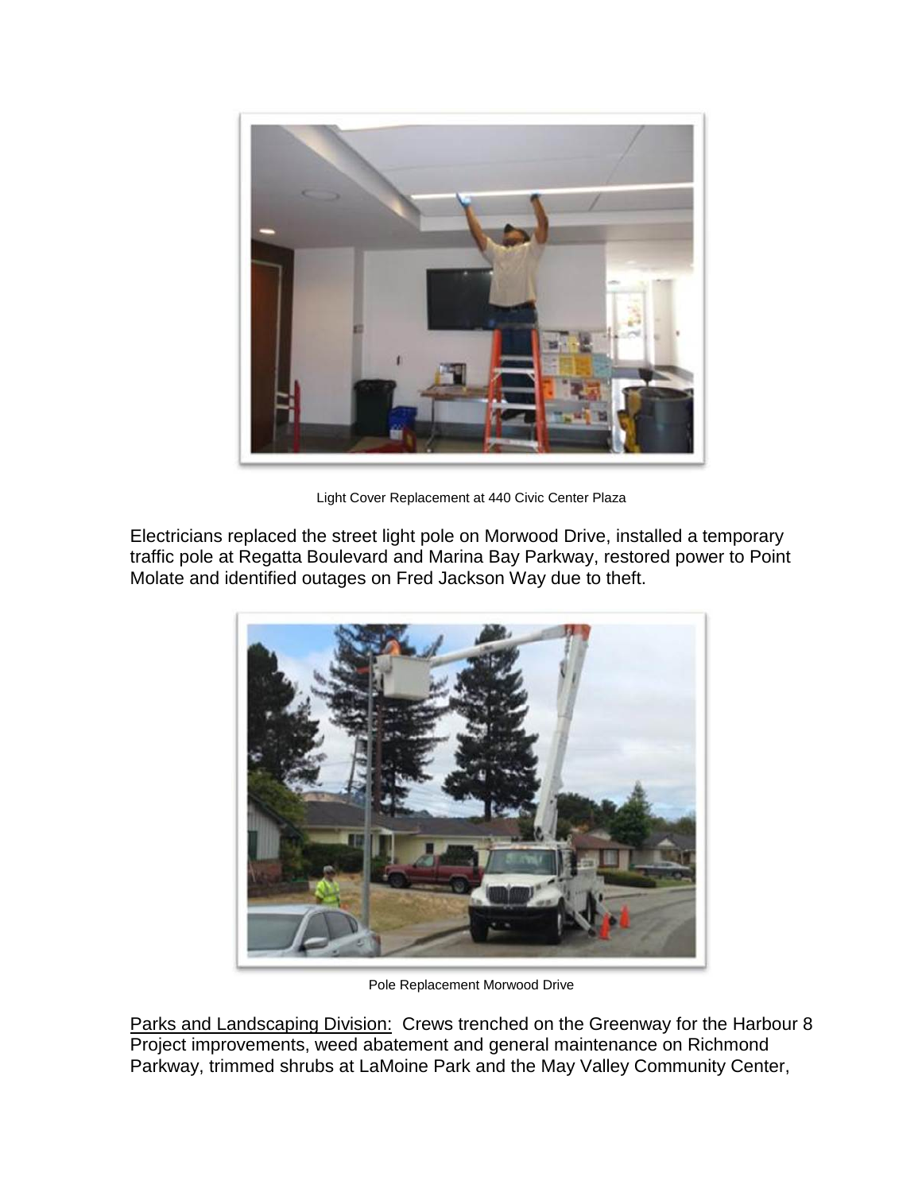Light Cover Replacement at 440 Civic Center Plaza

Electricians replaced the street light pole on Morwood Drive, installed a temporary traffic pole at Regatta Boulevard and Marina Bay Parkway, restored power to Point Molate and identified outages on Fred Jackson Way due to theft.

Pole Replacement Morwood Drive

Parks and Landscaping Division: Crews trenched on the Greenway for the Harbour 8 Project improvements, weed abatement and general maintenance on Richmond Parkway, trimmed shrubs at LaMoine Park and the May Valley Community Center,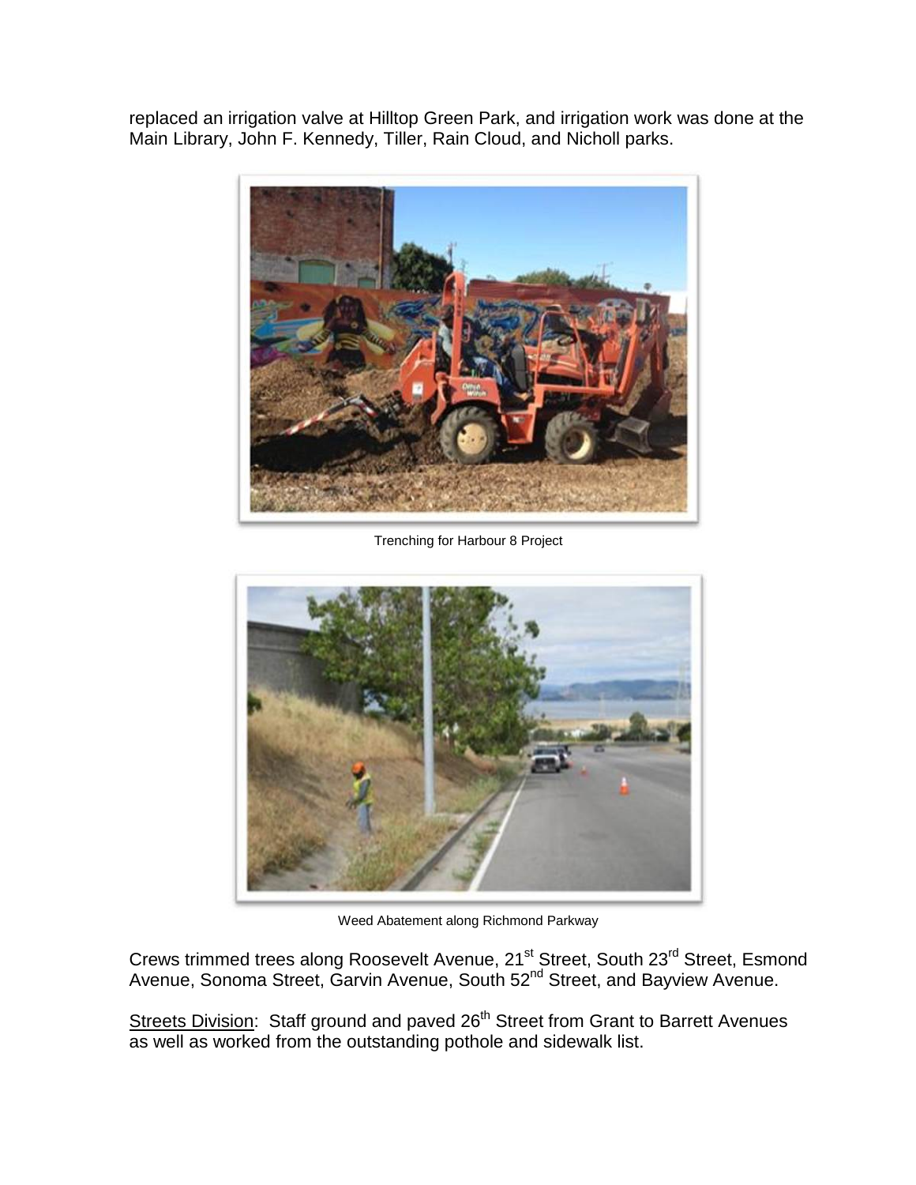replaced an irrigation valve at Hilltop Green Park, and irrigation work was done at the Main Library, John F. Kennedy, Tiller, Rain Cloud, and Nicholl parks.

Trenching for Harbour 8 Project

Weed Abatement along Richmond Parkway

Crews trimmed trees along Roosevelt Avenue, 21st Street, South 23rd Street, Esmond Avenue, Sonoma Street, Garvin Avenue, South 52nd Street, and Bayview Avenue.

Streets Division: Staff ground and paved 26th Street from Grant to Barrett Avenues as well as worked from the outstanding pothole and sidewalk list.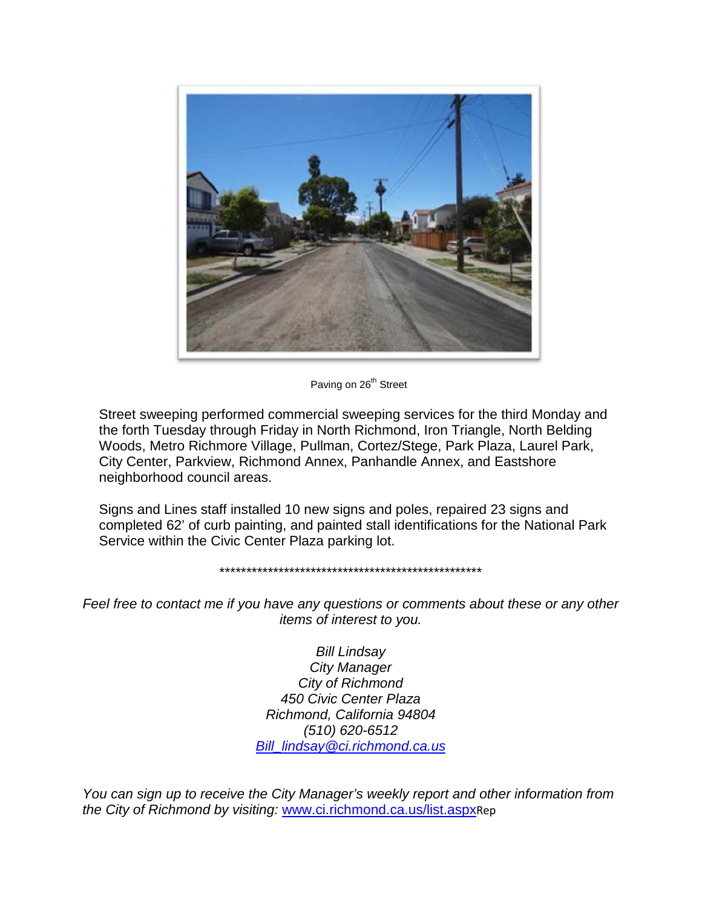Paving on 26th Street

Street sweeping performed commercial sweeping services for the third Monday and the forth Tuesday through Friday in North Richmond, Iron Triangle, North Belding Woods, Metro Richmore Village, Pullman, Cortez/Stege, Park Plaza, Laurel Park, City Center, Parkview, Richmond Annex, Panhandle Annex, and Eastshore neighborhood council areas.

Signs and Lines staff installed 10 new signs and poles, repaired 23 signs and completed 62' of curb painting, and painted stall identifications for the National Park Service within the Civic Center Plaza parking lot.

***************************************************

*Feel free to contact me if you have any questions or comments about these or any other items of interest to you.*

*Bill Lindsay*
*City Manager*
*City of Richmond*
*450 Civic Center Plaza*
*Richmond, California 94804*
*(510) 620-6512*
*Bill_lindsay@ci.richmond.ca.us*

*You can sign up to receive the City Manager's weekly report and other information from the City of Richmond by visiting:* www.ci.richmond.ca.us/list.aspxRep